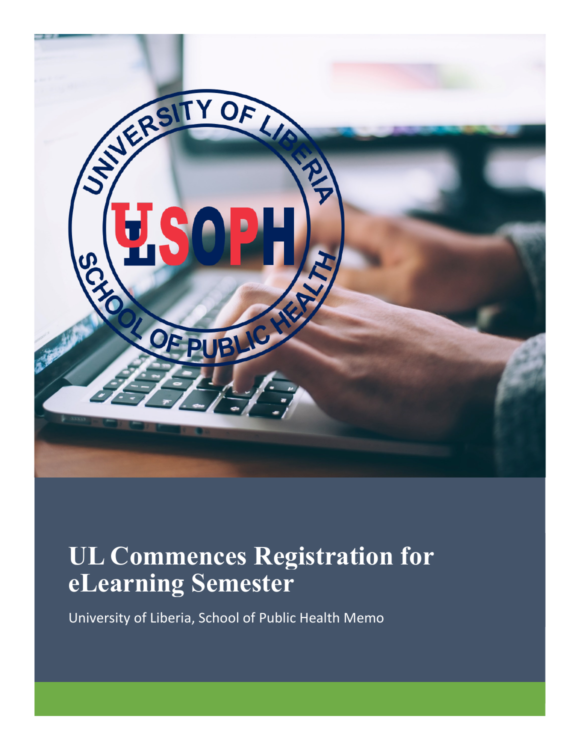# UL Commences Registration for eLearning Semester

University of Liberia, School of Public Health Memo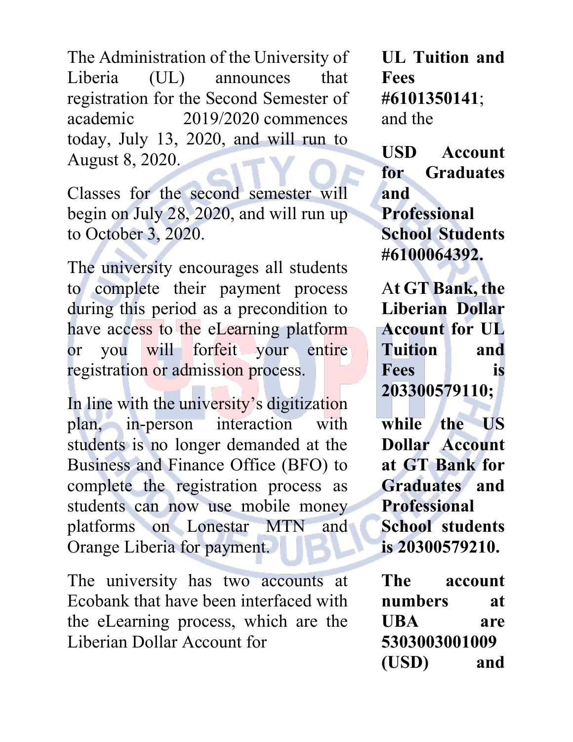The Administration of the University of Liberia (UL) announces that registration for the Second Semester of academic 2019/2020 commences today, July 13, 2020, and will run to August 8, 2020.

Classes for the second semester will begin on July 28, 2020, and will run up to October 3, 2020.

The university encourages all students to complete their payment process during this period as a precondition to have access to the eLearning platform or you will forfeit your entire registration or admission process.

In line with the university's digitization plan, in-person interaction with students is no longer demanded at the Business and Finance Office (BFO) to complete the registration process as students can now use mobile money platforms on Lonestar MTN and Orange Liberia for payment.

The university has two accounts at Ecobank that have been interfaced with the eLearning process, which are the Liberian Dollar Account for **UL Tuition and Fees #6101350141**; and the **USD Account for Graduates and Professional School Students #6100064392.**

**At GT Bank, the Liberian Dollar Account for UL Tuition and Fees is 203300579110; while the US Dollar Account at GT Bank for Graduates and Professional School students is 20300579210.**

**The account numbers at UBA are 5303003001009 (USD) and**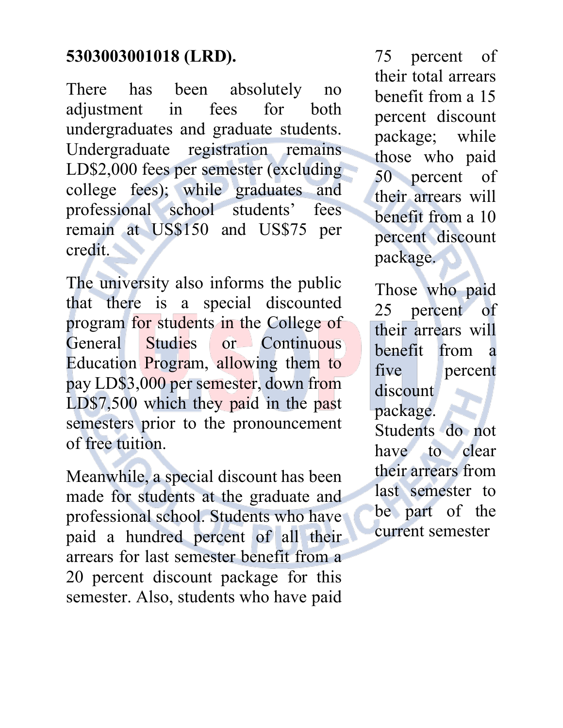**5303003001018 (LRD).**

There has been absolutely no adjustment in fees for both undergraduates and graduate students. Undergraduate registration remains LD$2,000 fees per semester (excluding college fees); while graduates and professional school students' fees remain at US$150 and US$75 per credit.

The university also informs the public that there is a special discounted program for students in the College of General Studies or Continuous Education Program, allowing them to pay LD$3,000 per semester, down from LD$7,500 which they paid in the past semesters prior to the pronouncement of free tuition.

Meanwhile, a special discount has been made for students at the graduate and professional school. Students who have paid a hundred percent of all their arrears for last semester benefit from a 20 percent discount package for this semester. Also, students who have paid 75 percent of their total arrears benefit from a 15 percent discount package; while those who paid 50 percent of their arrears will benefit from a 10 percent discount package.

Those who paid 25 percent of their arrears will benefit from a five percent discount package. Students do not have to clear their arrears from last semester to be part of the current semester